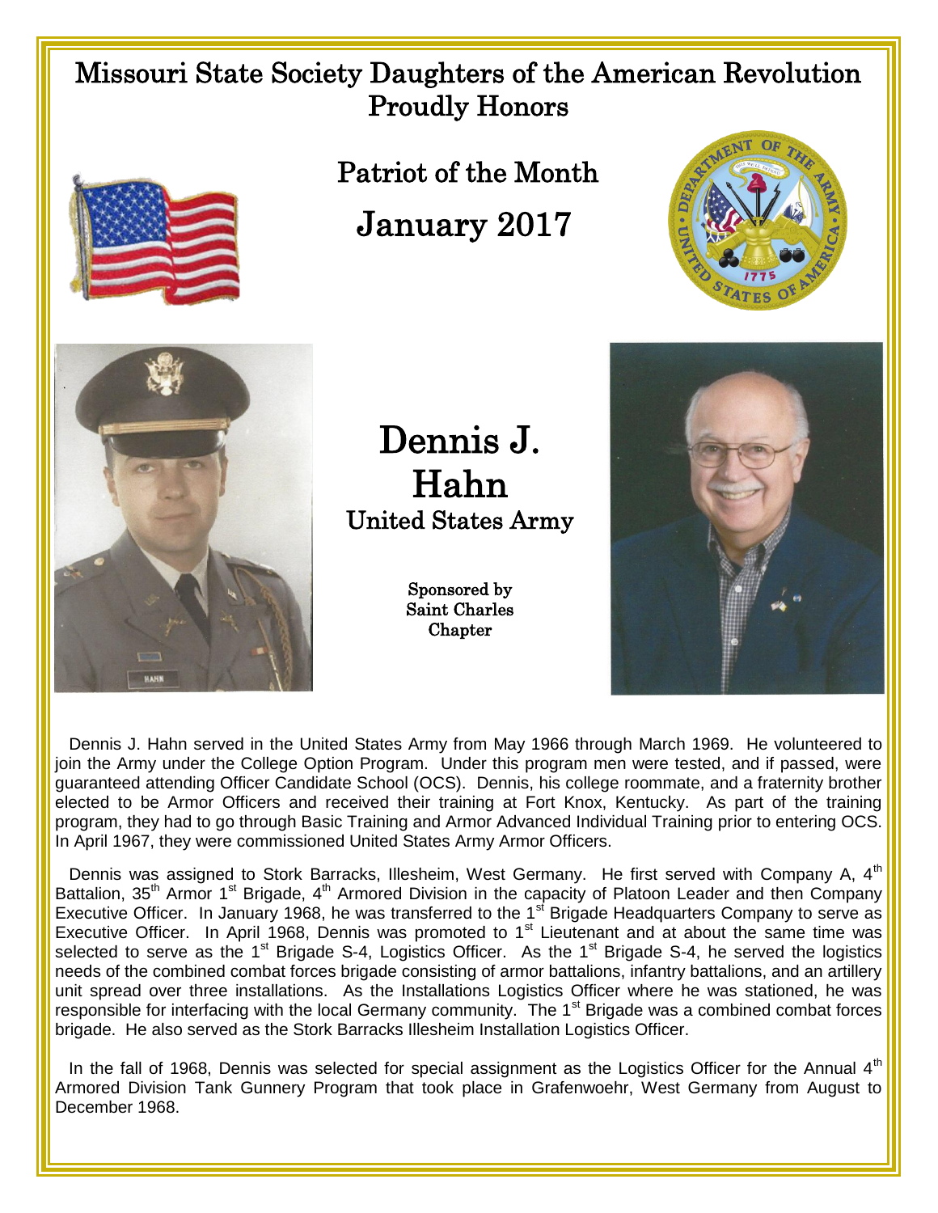# Missouri State Society Daughters of the American Revolution Proudly Honors

## Patriot of the Month

## January 2017

# Dennis J. Hahn

### United States Army

**Sponsored by Saint Charles Chapter**

Dennis J. Hahn served in the United States Army from May 1966 through March 1969. He volunteered to join the Army under the College Option Program. Under this program men were tested, and if passed, were guaranteed attending Officer Candidate School (OCS). Dennis, his college roommate, and a fraternity brother elected to be Armor Officers and received their training at Fort Knox, Kentucky. As part of the training program, they had to go through Basic Training and Armor Advanced Individual Training prior to entering OCS. In April 1967, they were commissioned United States Army Armor Officers.

Dennis was assigned to Stork Barracks, Illesheim, West Germany. He first served with Company A, 4th Battalion, 35th Armor 1st Brigade, 4th Armored Division in the capacity of Platoon Leader and then Company Executive Officer. In January 1968, he was transferred to the 1st Brigade Headquarters Company to serve as Executive Officer. In April 1968, Dennis was promoted to 1st Lieutenant and at about the same time was selected to serve as the 1st Brigade S-4, Logistics Officer. As the 1st Brigade S-4, he served the logistics needs of the combined combat forces brigade consisting of armor battalions, infantry battalions, and an artillery unit spread over three installations. As the Installations Logistics Officer where he was stationed, he was responsible for interfacing with the local Germany community. The 1st Brigade was a combined combat forces brigade. He also served as the Stork Barracks Illesheim Installation Logistics Officer.

In the fall of 1968, Dennis was selected for special assignment as the Logistics Officer for the Annual 4th Armored Division Tank Gunnery Program that took place in Grafenwoehr, West Germany from August to December 1968.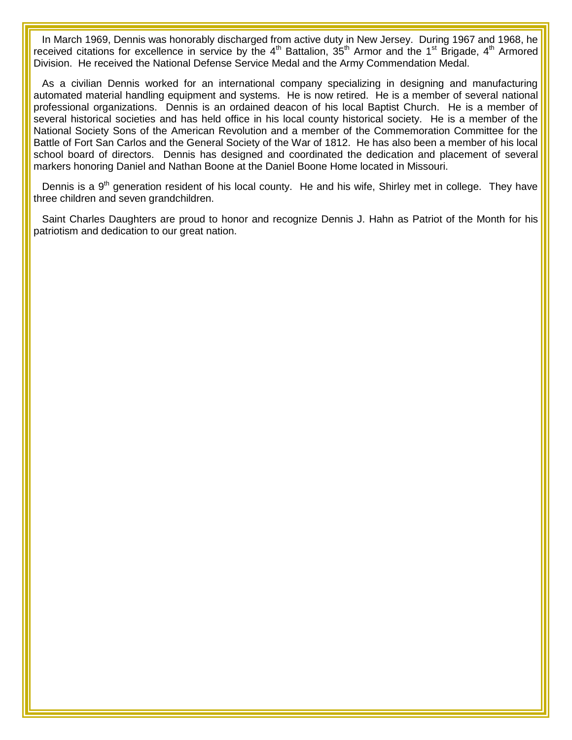In March 1969, Dennis was honorably discharged from active duty in New Jersey. During 1967 and 1968, he received citations for excellence in service by the 4th Battalion, 35th Armor and the 1st Brigade, 4th Armored Division. He received the National Defense Service Medal and the Army Commendation Medal.

As a civilian Dennis worked for an international company specializing in designing and manufacturing automated material handling equipment and systems. He is now retired. He is a member of several national professional organizations. Dennis is an ordained deacon of his local Baptist Church. He is a member of several historical societies and has held office in his local county historical society. He is a member of the National Society Sons of the American Revolution and a member of the Commemoration Committee for the Battle of Fort San Carlos and the General Society of the War of 1812. He has also been a member of his local school board of directors. Dennis has designed and coordinated the dedication and placement of several markers honoring Daniel and Nathan Boone at the Daniel Boone Home located in Missouri.

Dennis is a 9th generation resident of his local county. He and his wife, Shirley met in college. They have three children and seven grandchildren.

Saint Charles Daughters are proud to honor and recognize Dennis J. Hahn as Patriot of the Month for his patriotism and dedication to our great nation.